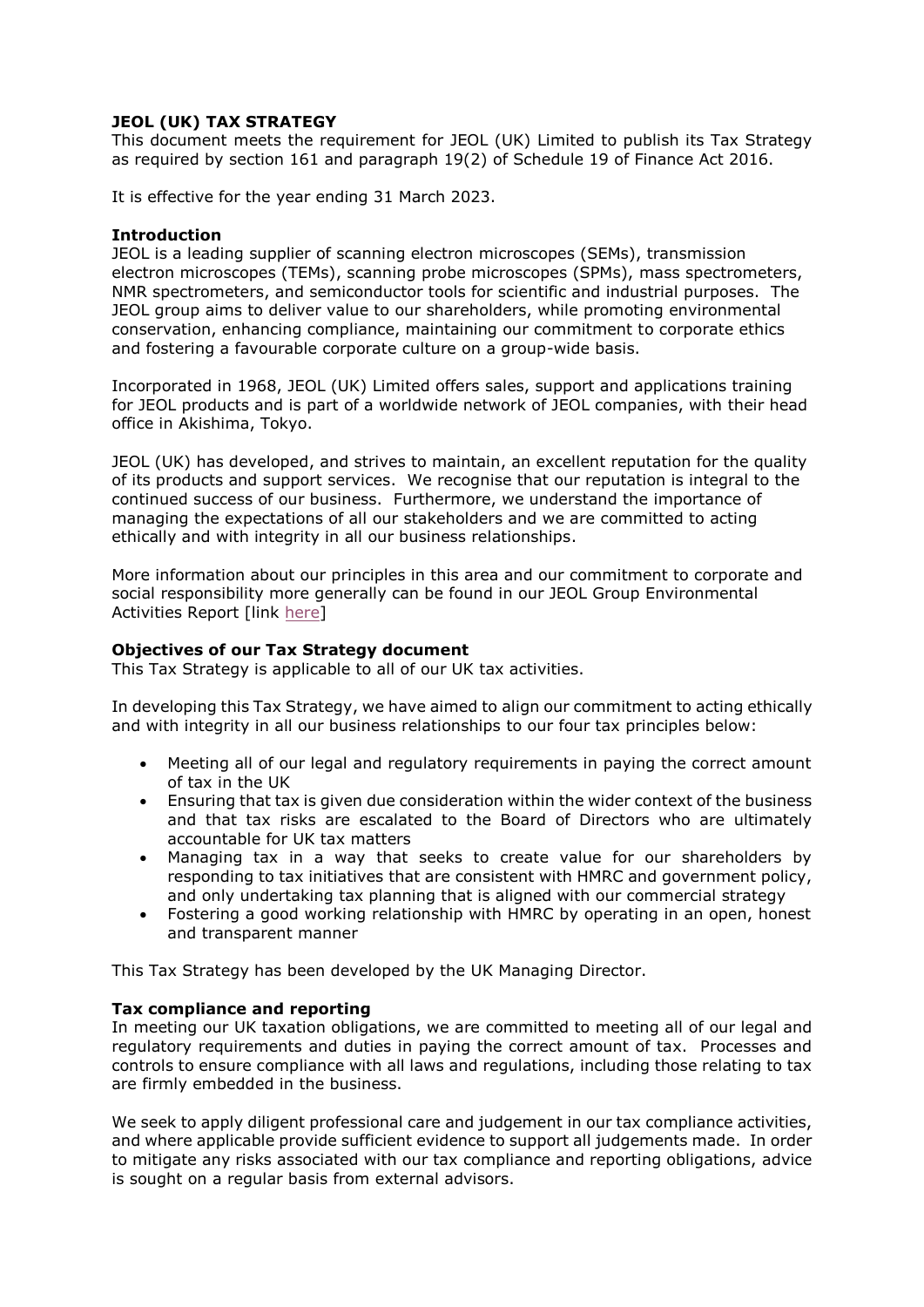# JEOL (UK) TAX STRATEGY

This document meets the requirement for JEOL (UK) Limited to publish its Tax Strategy as required by section 161 and paragraph 19(2) of Schedule 19 of Finance Act 2016.

It is effective for the year ending 31 March 2023.

## Introduction

JEOL is a leading supplier of scanning electron microscopes (SEMs), transmission electron microscopes (TEMs), scanning probe microscopes (SPMs), mass spectrometers, NMR spectrometers, and semiconductor tools for scientific and industrial purposes. The JEOL group aims to deliver value to our shareholders, while promoting environmental conservation, enhancing compliance, maintaining our commitment to corporate ethics and fostering a favourable corporate culture on a group-wide basis.

Incorporated in 1968, JEOL (UK) Limited offers sales, support and applications training for JEOL products and is part of a worldwide network of JEOL companies, with their head office in Akishima, Tokyo.

JEOL (UK) has developed, and strives to maintain, an excellent reputation for the quality of its products and support services. We recognise that our reputation is integral to the continued success of our business. Furthermore, we understand the importance of managing the expectations of all our stakeholders and we are committed to acting ethically and with integrity in all our business relationships.

More information about our principles in this area and our commitment to corporate and social responsibility more generally can be found in our JEOL Group Environmental Activities Report [link here]

## Objectives of our Tax Strategy document

This Tax Strategy is applicable to all of our UK tax activities.

In developing this Tax Strategy, we have aimed to align our commitment to acting ethically and with integrity in all our business relationships to our four tax principles below:

- Meeting all of our legal and regulatory requirements in paying the correct amount of tax in the UK
- Ensuring that tax is given due consideration within the wider context of the business and that tax risks are escalated to the Board of Directors who are ultimately accountable for UK tax matters
- Managing tax in a way that seeks to create value for our shareholders by responding to tax initiatives that are consistent with HMRC and government policy, and only undertaking tax planning that is aligned with our commercial strategy
- Fostering a good working relationship with HMRC by operating in an open, honest and transparent manner

This Tax Strategy has been developed by the UK Managing Director.

## Tax compliance and reporting

In meeting our UK taxation obligations, we are committed to meeting all of our legal and regulatory requirements and duties in paying the correct amount of tax. Processes and controls to ensure compliance with all laws and regulations, including those relating to tax are firmly embedded in the business.

We seek to apply diligent professional care and judgement in our tax compliance activities, and where applicable provide sufficient evidence to support all judgements made. In order to mitigate any risks associated with our tax compliance and reporting obligations, advice is sought on a regular basis from external advisors.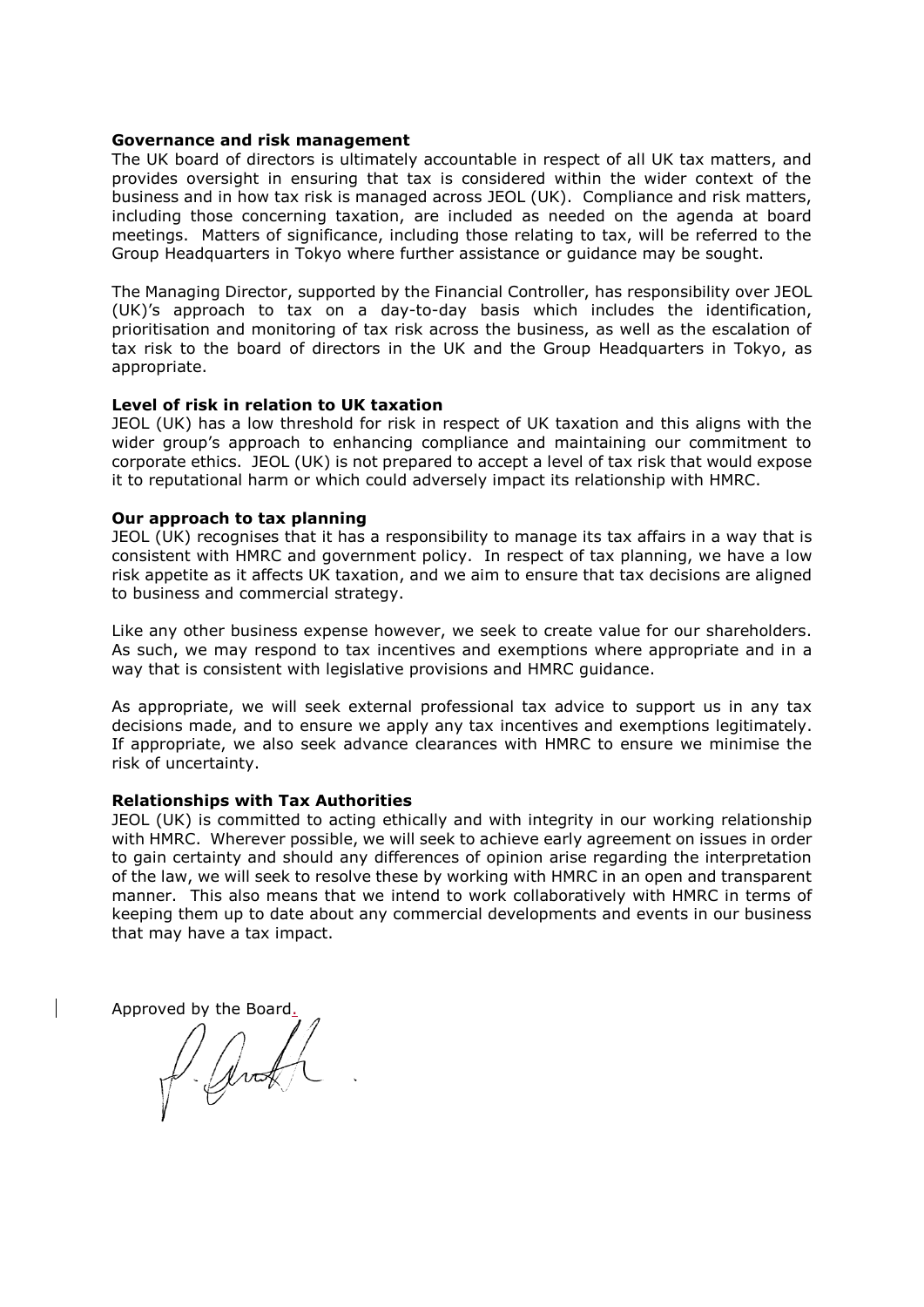**Governance and risk management**

The UK board of directors is ultimately accountable in respect of all UK tax matters, and provides oversight in ensuring that tax is considered within the wider context of the business and in how tax risk is managed across JEOL (UK). Compliance and risk matters, including those concerning taxation, are included as needed on the agenda at board meetings. Matters of significance, including those relating to tax, will be referred to the Group Headquarters in Tokyo where further assistance or guidance may be sought.

The Managing Director, supported by the Financial Controller, has responsibility over JEOL (UK)'s approach to tax on a day-to-day basis which includes the identification, prioritisation and monitoring of tax risk across the business, as well as the escalation of tax risk to the board of directors in the UK and the Group Headquarters in Tokyo, as appropriate.

**Level of risk in relation to UK taxation**

JEOL (UK) has a low threshold for risk in respect of UK taxation and this aligns with the wider group's approach to enhancing compliance and maintaining our commitment to corporate ethics. JEOL (UK) is not prepared to accept a level of tax risk that would expose it to reputational harm or which could adversely impact its relationship with HMRC.

**Our approach to tax planning**

JEOL (UK) recognises that it has a responsibility to manage its tax affairs in a way that is consistent with HMRC and government policy. In respect of tax planning, we have a low risk appetite as it affects UK taxation, and we aim to ensure that tax decisions are aligned to business and commercial strategy.

Like any other business expense however, we seek to create value for our shareholders. As such, we may respond to tax incentives and exemptions where appropriate and in a way that is consistent with legislative provisions and HMRC guidance.

As appropriate, we will seek external professional tax advice to support us in any tax decisions made, and to ensure we apply any tax incentives and exemptions legitimately. If appropriate, we also seek advance clearances with HMRC to ensure we minimise the risk of uncertainty.

**Relationships with Tax Authorities**

JEOL (UK) is committed to acting ethically and with integrity in our working relationship with HMRC. Wherever possible, we will seek to achieve early agreement on issues in order to gain certainty and should any differences of opinion arise regarding the interpretation of the law, we will seek to resolve these by working with HMRC in an open and transparent manner. This also means that we intend to work collaboratively with HMRC in terms of keeping them up to date about any commercial developments and events in our business that may have a tax impact.

Approved by the Board.